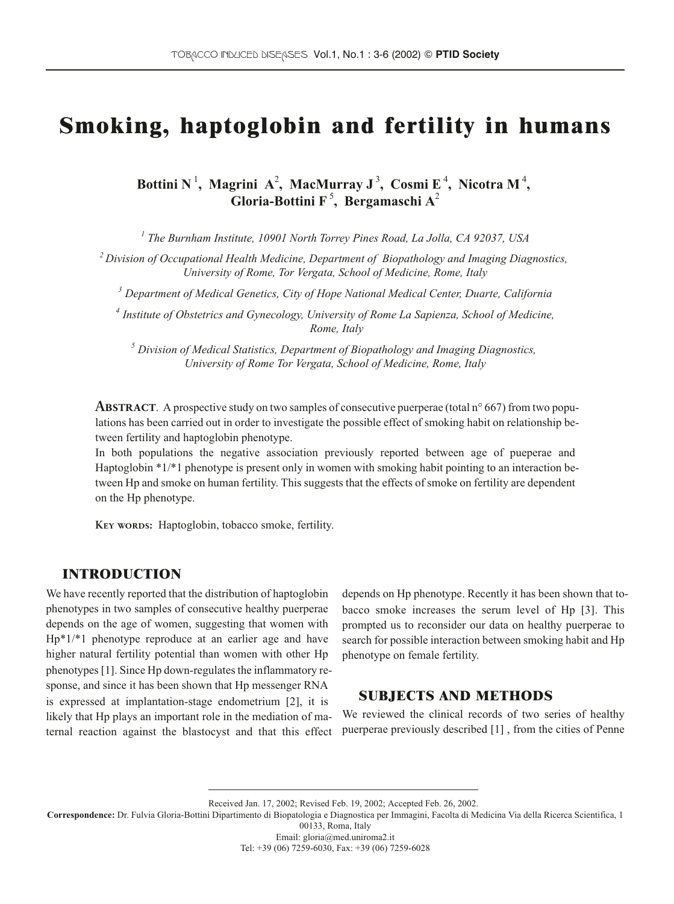# Smoking, haptoglobin and fertility in humans

**Bottini N [1], Magrini A [2], MacMurray J [3], Cosmi E [4], Nicotra M [4], Gloria-Bottini F [5], Bergamaschi A [2]**

[1] *The Burnham Institute, 10901 North Torrey Pines Road, La Jolla, CA 92037, USA*

[2] *Division of Occupational Health Medicine, Department of Biopathology and Imaging Diagnostics, University of Rome, Tor Vergata, School of Medicine, Rome, Italy*

[3] *Department of Medical Genetics, City of Hope National Medical Center, Duarte, California*

[4] *Institute of Obstetrics and Gynecology, University of Rome La Sapienza, School of Medicine, Rome, Italy*

[5] *Division of Medical Statistics, Department of Biopathology and Imaging Diagnostics, University of Rome Tor Vergata, School of Medicine, Rome, Italy*

**Abstract**. A prospective study on two samples of consecutive puerperae (total n° 667) from two populations has been carried out in order to investigate the possible effect of smoking habit on relationship between fertility and haptoglobin phenotype.
In both populations the negative association previously reported between age of pueperae and Haptoglobin *1/*1 phenotype is present only in women with smoking habit pointing to an interaction between Hp and smoke on human fertility. This suggests that the effects of smoke on fertility are dependent on the Hp phenotype.

**Key words:** Haptoglobin, tobacco smoke, fertility.

## INTRODUCTION

We have recently reported that the distribution of haptoglobin phenotypes in two samples of consecutive healthy puerperae depends on the age of women, suggesting that women with Hp*1/*1 phenotype reproduce at an earlier age and have higher natural fertility potential than women with other Hp phenotypes [1]. Since Hp down-regulates the inflammatory response, and since it has been shown that Hp messenger RNA is expressed at implantation-stage endometrium [2], it is likely that Hp plays an important role in the mediation of maternal reaction against the blastocyst and that this effect depends on Hp phenotype. Recently it has been shown that tobacco smoke increases the serum level of Hp [3]. This prompted us to reconsider our data on healthy puerperae to search for possible interaction between smoking habit and Hp phenotype on female fertility.

## SUBJECTS AND METHODS

We reviewed the clinical records of two series of healthy puerperae previously described [1] , from the cities of Penne

Received Jan. 17, 2002; Revised Feb. 19, 2002; Accepted Feb. 26, 2002.

**Correspondence:** Dr. Fulvia Gloria-Bottini Dipartimento di Biopatologia e Diagnostica per Immagini, Facolta di Medicina Via della Ricerca Scientifica, 1 00133, Roma, Italy
Email: gloria@med.uniroma2.it
Tel: +39 (06) 7259-6030, Fax: +39 (06) 7259-6028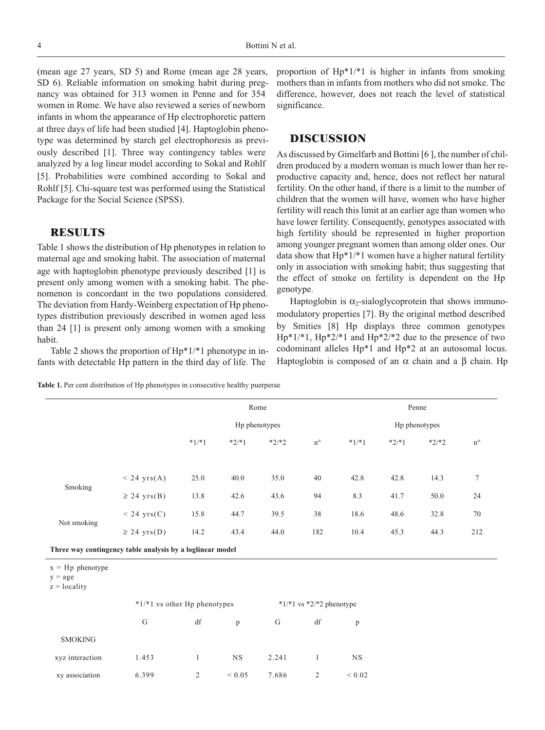(mean age 27 years, SD 5) and Rome (mean age 28 years, SD 6). Reliable information on smoking habit during pregnancy was obtained for 313 women in Penne and for 354 women in Rome. We have also reviewed a series of newborn infants in whom the appearance of Hp electrophoretic pattern at three days of life had been studied [4]. Haptoglobin phenotype was determined by starch gel electrophoresis as previously described [1]. Three way contingency tables were analyzed by a log linear model according to Sokal and Rohlf [5]. Probabilities were combined according to Sokal and Rohlf [5]. Chi-square test was performed using the Statistical Package for the Social Science (SPSS).

## RESULTS

Table 1 shows the distribution of Hp phenotypes in relation to maternal age and smoking habit. The association of maternal age with haptoglobin phenotype previously described [1] is present only among women with a smoking habit. The phenomenon is concordant in the two populations considered. The deviation from Hardy-Weinberg expectation of Hp phenotypes distribution previously described in women aged less than 24 [1] is present only among women with a smoking habit.

Table 2 shows the proportion of Hp*1/*1 phenotype in infants with detectable Hp pattern in the third day of life. The proportion of Hp*1/*1 is higher in infants from smoking mothers than in infants from mothers who did not smoke. The difference, however, does not reach the level of statistical significance.

## DISCUSSION

As discussed by Gimelfarb and Bottini [6 ], the number of children produced by a modern woman is much lower than her reproductive capacity and, hence, does not reflect her natural fertility. On the other hand, if there is a limit to the number of children that the women will have, women who have higher fertility will reach this limit at an earlier age than women who have lower fertility. Consequently, genotypes associated with high fertility should be represented in higher proportion among younger pregnant women than among older ones. Our data show that Hp*1/*1 women have a higher natural fertility only in association with smoking habit; thus suggesting that the effect of smoke on fertility is dependent on the Hp genotype.

Haptoglobin is $\alpha_2$-sialoglycoprotein that shows immunomodulatory properties [7]. By the original method described by Smities [8] Hp displays three common genotypes Hp*1/*1, Hp*2/*1 and Hp*2/*2 due to the presence of two codominant alleles Hp*1 and Hp*2 at an autosomal locus. Haptoglobin is composed of an $\alpha$ chain and a $\beta$ chain. Hp

**Table 1.** Per cent distribution of Hp phenotypes in consecutive healthy puerperae

| | | Rome | | | | Penne | | | |
|---|---|---|---|---|---|---|---|---|---|
| | | Hp phenotypes | | | | Hp phenotypes | | | |
| | | *1/*1 | *2/*1 | *2/*2 | n° | *1/*1 | *2/*1 | *2/*2 | n° |
| Smoking | < 24 yrs(A) | 25.0 | 40.0 | 35.0 | 40 | 42.8 | 42.8 | 14.3 | 7 |
| | ≥ 24 yrs(B) | 13.8 | 42.6 | 43.6 | 94 | 8.3 | 41.7 | 50.0 | 24 |
| Not smoking | < 24 yrs(C) | 15.8 | 44.7 | 39.5 | 38 | 18.6 | 48.6 | 32.8 | 70 |
| | ≥ 24 yrs(D) | 14.2 | 43.4 | 44.0 | 182 | 10.4 | 45.3 | 44.3 | 212 |

**Three way contingency table analysis by a loglinear model**

x = Hp phenotype
y = age
z = locality

| | *1/*1 vs other Hp phenotypes | | | *1/*1 vs *2/*2 phenotype | | |
|---|---|---|---|---|---|---|
| | G | df | p | G | df | p |
| SMOKING | | | | | | |
| xyz interaction | 1.453 | 1 | NS | 2.241 | 1 | NS |
| xy association | 6.399 | 2 | < 0.05 | 7.686 | 2 | < 0.02 |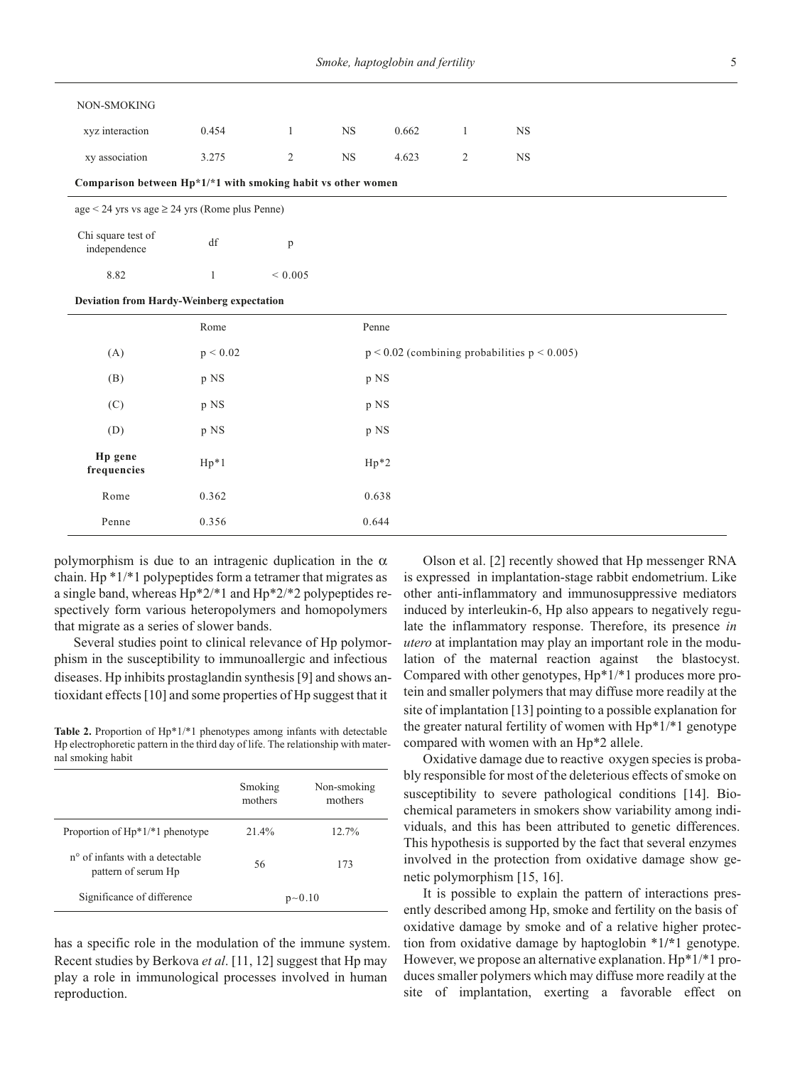| | | | | | | |
|---|---|---|---|---|---|---|
| NON-SMOKING | | | | | | |
| xyz interaction | 0.454 | 1 | NS | 0.662 | 1 | NS |
| xy association | 3.275 | 2 | NS | 4.623 | 2 | NS |

**Comparison between Hp*1/*1 with smoking habit vs other women**

age < 24 yrs vs age ≥ 24 yrs (Rome plus Penne)

| Chi square test of independence | df | p |
|---|---|---|
| 8.82 | 1 | < 0.005 |

**Deviation from Hardy-Weinberg expectation**

| | Rome | Penne |
|---|---|---|
| (A) | p < 0.02 | p < 0.02 (combining probabilities p < 0.005) |
| (B) | p NS | p NS |
| (C) | p NS | p NS |
| (D) | p NS | p NS |
| **Hp gene frequencies** | Hp*1 | Hp*2 |
| Rome | 0.362 | 0.638 |
| Penne | 0.356 | 0.644 |

polymorphism is due to an intragenic duplication in the α chain. Hp *1/*1 polypeptides form a tetramer that migrates as a single band, whereas Hp*2/*1 and Hp*2/*2 polypeptides respectively form various heteropolymers and homopolymers that migrate as a series of slower bands.

Several studies point to clinical relevance of Hp polymorphism in the susceptibility to immunoallergic and infectious diseases. Hp inhibits prostaglandin synthesis [9] and shows antioxidant effects [10] and some properties of Hp suggest that it has a specific role in the modulation of the immune system. Recent studies by Berkova *et al*. [11, 12] suggest that Hp may play a role in immunological processes involved in human reproduction.

**Table 2.** Proportion of Hp*1/*1 phenotypes among infants with detectable Hp electrophoretic pattern in the third day of life. The relationship with maternal smoking habit

| | Smoking mothers | Non-smoking mothers |
|---|---|---|
| Proportion of Hp*1/*1 phenotype | 21.4% | 12.7% |
| n° of infants with a detectable pattern of serum Hp | 56 | 173 |
| Significance of difference | p~0.10 | |

Olson et al. [2] recently showed that Hp messenger RNA is expressed in implantation-stage rabbit endometrium. Like other anti-inflammatory and immunosuppressive mediators induced by interleukin-6, Hp also appears to negatively regulate the inflammatory response. Therefore, its presence *in utero* at implantation may play an important role in the modulation of the maternal reaction against the blastocyst. Compared with other genotypes, Hp*1/*1 produces more protein and smaller polymers that may diffuse more readily at the site of implantation [13] pointing to a possible explanation for the greater natural fertility of women with Hp*1/*1 genotype compared with women with an Hp*2 allele.

Oxidative damage due to reactive oxygen species is probably responsible for most of the deleterious effects of smoke on susceptibility to severe pathological conditions [14]. Biochemical parameters in smokers show variability among individuals, and this has been attributed to genetic differences. This hypothesis is supported by the fact that several enzymes involved in the protection from oxidative damage show genetic polymorphism [15, 16].

It is possible to explain the pattern of interactions presently described among Hp, smoke and fertility on the basis of oxidative damage by smoke and of a relative higher protection from oxidative damage by haptoglobin *1/*1 genotype. However, we propose an alternative explanation. Hp*1/*1 produces smaller polymers which may diffuse more readily at the site of implantation, exerting a favorable effect on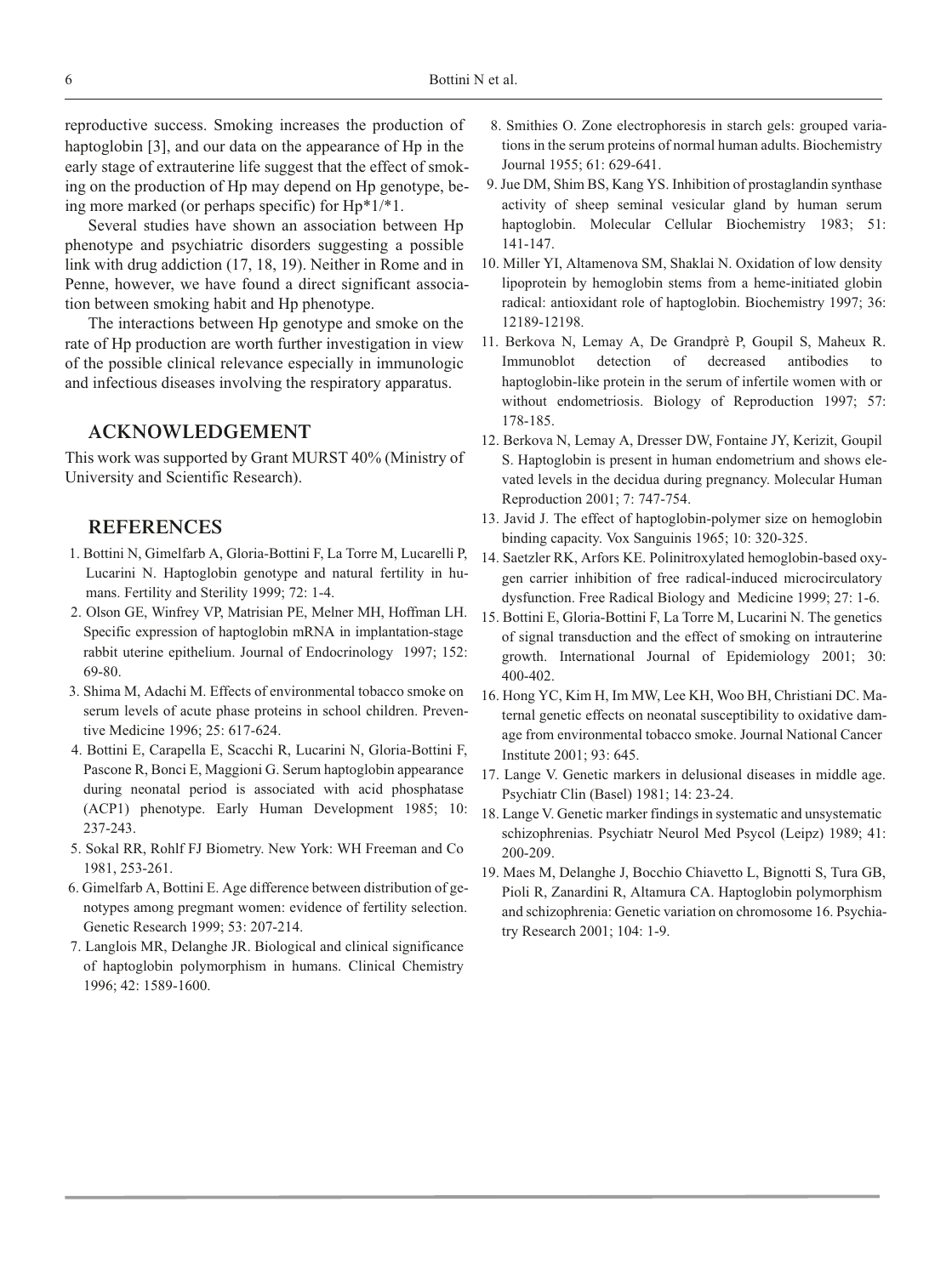reproductive success. Smoking increases the production of haptoglobin [3], and our data on the appearance of Hp in the early stage of extrauterine life suggest that the effect of smoking on the production of Hp may depend on Hp genotype, being more marked (or perhaps specific) for Hp*1/*1.

Several studies have shown an association between Hp phenotype and psychiatric disorders suggesting a possible link with drug addiction (17, 18, 19). Neither in Rome and in Penne, however, we have found a direct significant association between smoking habit and Hp phenotype.

The interactions between Hp genotype and smoke on the rate of Hp production are worth further investigation in view of the possible clinical relevance especially in immunologic and infectious diseases involving the respiratory apparatus.

## ACKNOWLEDGEMENT

This work was supported by Grant MURST 40% (Ministry of University and Scientific Research).

## REFERENCES

1. Bottini N, Gimelfarb A, Gloria-Bottini F, La Torre M, Lucarelli P, Lucarini N. Haptoglobin genotype and natural fertility in humans. Fertility and Sterility 1999; 72: 1-4.
2. Olson GE, Winfrey VP, Matrisian PE, Melner MH, Hoffman LH. Specific expression of haptoglobin mRNA in implantation-stage rabbit uterine epithelium. Journal of Endocrinology 1997; 152: 69-80.
3. Shima M, Adachi M. Effects of environmental tobacco smoke on serum levels of acute phase proteins in school children. Preventive Medicine 1996; 25: 617-624.
4. Bottini E, Carapella E, Scacchi R, Lucarini N, Gloria-Bottini F, Pascone R, Bonci E, Maggioni G. Serum haptoglobin appearance during neonatal period is associated with acid phosphatase (ACP1) phenotype. Early Human Development 1985; 10: 237-243.
5. Sokal RR, Rohlf FJ Biometry. New York: WH Freeman and Co 1981, 253-261.
6. Gimelfarb A, Bottini E. Age difference between distribution of genotypes among pregmant women: evidence of fertility selection. Genetic Research 1999; 53: 207-214.
7. Langlois MR, Delanghe JR. Biological and clinical significance of haptoglobin polymorphism in humans. Clinical Chemistry 1996; 42: 1589-1600.
8. Smithies O. Zone electrophoresis in starch gels: grouped variations in the serum proteins of normal human adults. Biochemistry Journal 1955; 61: 629-641.
9. Jue DM, Shim BS, Kang YS. Inhibition of prostaglandin synthase activity of sheep seminal vesicular gland by human serum haptoglobin. Molecular Cellular Biochemistry 1983; 51: 141-147.
10. Miller YI, Altamenova SM, Shaklai N. Oxidation of low density lipoprotein by hemoglobin stems from a heme-initiated globin radical: antioxidant role of haptoglobin. Biochemistry 1997; 36: 12189-12198.
11. Berkova N, Lemay A, De Grandprè P, Goupil S, Maheux R. Immunoblot detection of decreased antibodies to haptoglobin-like protein in the serum of infertile women with or without endometriosis. Biology of Reproduction 1997; 57: 178-185.
12. Berkova N, Lemay A, Dresser DW, Fontaine JY, Kerizit, Goupil S. Haptoglobin is present in human endometrium and shows elevated levels in the decidua during pregnancy. Molecular Human Reproduction 2001; 7: 747-754.
13. Javid J. The effect of haptoglobin-polymer size on hemoglobin binding capacity. Vox Sanguinis 1965; 10: 320-325.
14. Saetzler RK, Arfors KE. Polinitroxylated hemoglobin-based oxygen carrier inhibition of free radical-induced microcirculatory dysfunction. Free Radical Biology and Medicine 1999; 27: 1-6.
15. Bottini E, Gloria-Bottini F, La Torre M, Lucarini N. The genetics of signal transduction and the effect of smoking on intrauterine growth. International Journal of Epidemiology 2001; 30: 400-402.
16. Hong YC, Kim H, Im MW, Lee KH, Woo BH, Christiani DC. Maternal genetic effects on neonatal susceptibility to oxidative damage from environmental tobacco smoke. Journal National Cancer Institute 2001; 93: 645.
17. Lange V. Genetic markers in delusional diseases in middle age. Psychiatr Clin (Basel) 1981; 14: 23-24.
18. Lange V. Genetic marker findings in systematic and unsystematic schizophrenias. Psychiatr Neurol Med Psycol (Leipz) 1989; 41: 200-209.
19. Maes M, Delanghe J, Bocchio Chiavetto L, Bignotti S, Tura GB, Pioli R, Zanardini R, Altamura CA. Haptoglobin polymorphism and schizophrenia: Genetic variation on chromosome 16. Psychiatry Research 2001; 104: 1-9.